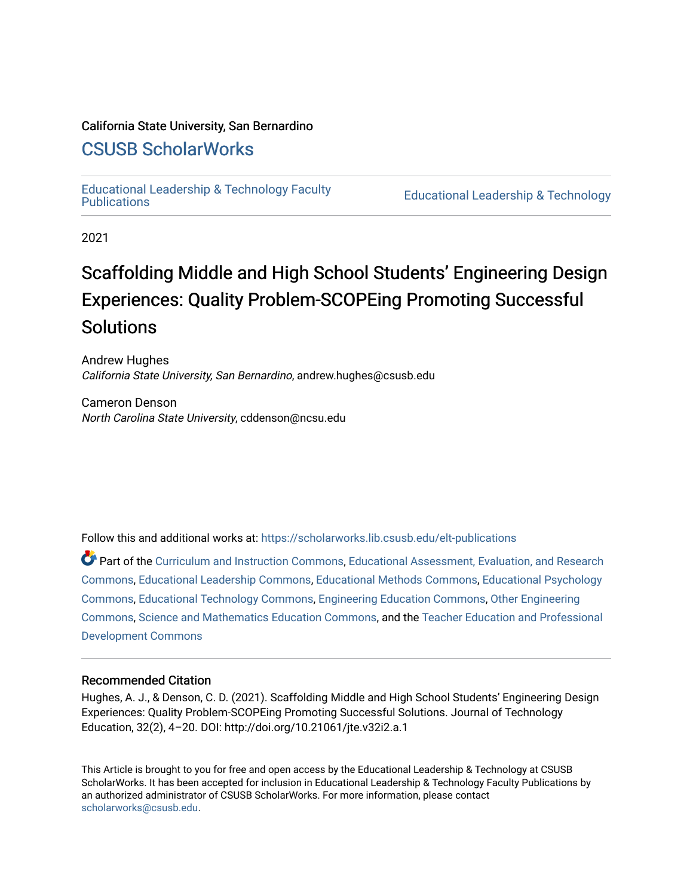California State University, San Bernardino

## CSUSB ScholarWorks

Educational Leadership & Technology Faculty Publications | Educational Leadership & Technology

2021

# Scaffolding Middle and High School Students' Engineering Design Experiences: Quality Problem-SCOPEing Promoting Successful Solutions

Andrew Hughes
*California State University, San Bernardino*, andrew.hughes@csusb.edu

Cameron Denson
*North Carolina State University*, cddenson@ncsu.edu

Follow this and additional works at: https://scholarworks.lib.csusb.edu/elt-publications

Part of the Curriculum and Instruction Commons, Educational Assessment, Evaluation, and Research Commons, Educational Leadership Commons, Educational Methods Commons, Educational Psychology Commons, Educational Technology Commons, Engineering Education Commons, Other Engineering Commons, Science and Mathematics Education Commons, and the Teacher Education and Professional Development Commons

### Recommended Citation

Hughes, A. J., & Denson, C. D. (2021). Scaffolding Middle and High School Students' Engineering Design Experiences: Quality Problem-SCOPEing Promoting Successful Solutions. Journal of Technology Education, 32(2), 4–20. DOI: http://doi.org/10.21061/jte.v32i2.a.1

This Article is brought to you for free and open access by the Educational Leadership & Technology at CSUSB ScholarWorks. It has been accepted for inclusion in Educational Leadership & Technology Faculty Publications by an authorized administrator of CSUSB ScholarWorks. For more information, please contact scholarworks@csusb.edu.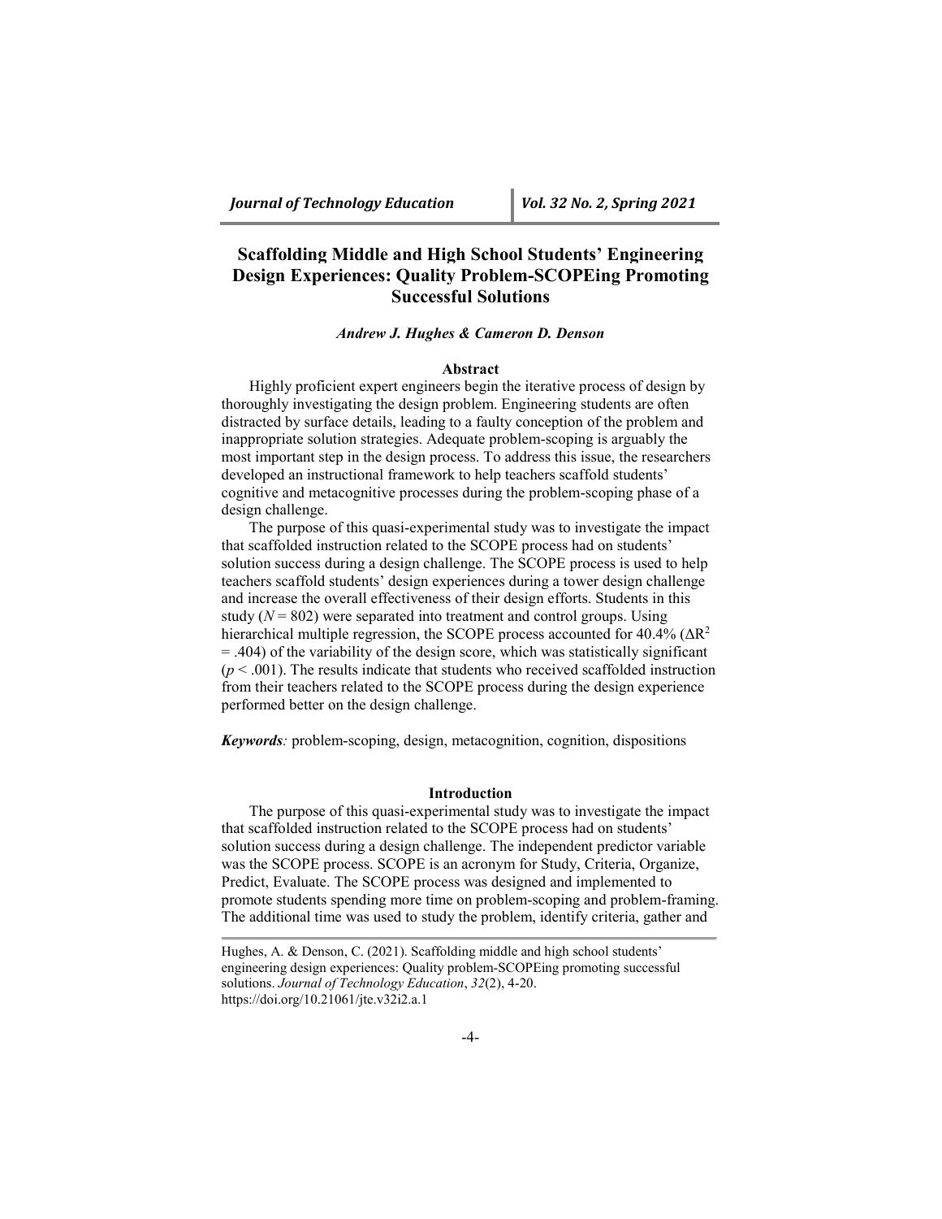# Scaffolding Middle and High School Students' Engineering Design Experiences: Quality Problem-SCOPEing Promoting Successful Solutions

***Andrew J. Hughes & Cameron D. Denson***

## Abstract

Highly proficient expert engineers begin the iterative process of design by thoroughly investigating the design problem. Engineering students are often distracted by surface details, leading to a faulty conception of the problem and inappropriate solution strategies. Adequate problem-scoping is arguably the most important step in the design process. To address this issue, the researchers developed an instructional framework to help teachers scaffold students' cognitive and metacognitive processes during the problem-scoping phase of a design challenge.

The purpose of this quasi-experimental study was to investigate the impact that scaffolded instruction related to the SCOPE process had on students' solution success during a design challenge. The SCOPE process is used to help teachers scaffold students' design experiences during a tower design challenge and increase the overall effectiveness of their design efforts. Students in this study ($N$ = 802) were separated into treatment and control groups. Using hierarchical multiple regression, the SCOPE process accounted for 40.4% ($\Delta R^2$ = .404) of the variability of the design score, which was statistically significant ($p$ < .001). The results indicate that students who received scaffolded instruction from their teachers related to the SCOPE process during the design experience performed better on the design challenge.

***Keywords:*** problem-scoping, design, metacognition, cognition, dispositions

## Introduction

The purpose of this quasi-experimental study was to investigate the impact that scaffolded instruction related to the SCOPE process had on students' solution success during a design challenge. The independent predictor variable was the SCOPE process. SCOPE is an acronym for Study, Criteria, Organize, Predict, Evaluate. The SCOPE process was designed and implemented to promote students spending more time on problem-scoping and problem-framing. The additional time was used to study the problem, identify criteria, gather and

---

Hughes, A. & Denson, C. (2021). Scaffolding middle and high school students' engineering design experiences: Quality problem-SCOPEing promoting successful solutions. *Journal of Technology Education*, *32*(2), 4-20. https://doi.org/10.21061/jte.v32i2.a.1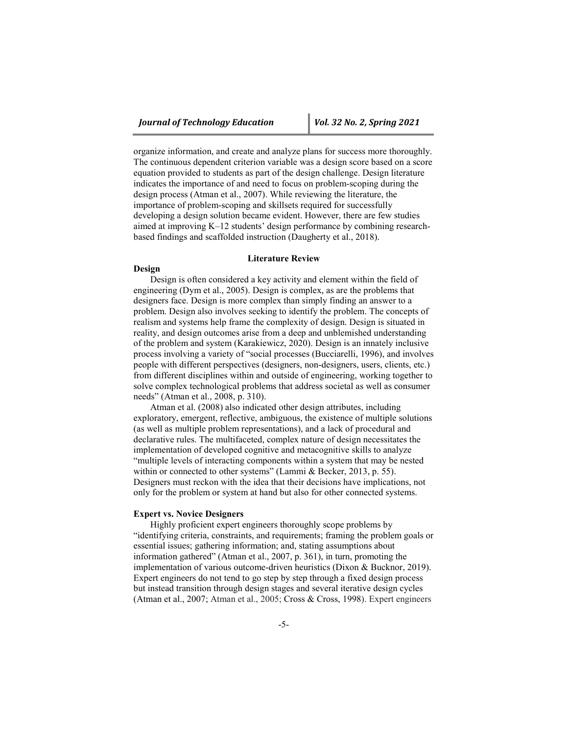organize information, and create and analyze plans for success more thoroughly. The continuous dependent criterion variable was a design score based on a score equation provided to students as part of the design challenge. Design literature indicates the importance of and need to focus on problem-scoping during the design process (Atman et al., 2007). While reviewing the literature, the importance of problem-scoping and skillsets required for successfully developing a design solution became evident. However, there are few studies aimed at improving K–12 students' design performance by combining research-based findings and scaffolded instruction (Daugherty et al., 2018).

## Literature Review

### Design

Design is often considered a key activity and element within the field of engineering (Dym et al., 2005). Design is complex, as are the problems that designers face. Design is more complex than simply finding an answer to a problem. Design also involves seeking to identify the problem. The concepts of realism and systems help frame the complexity of design. Design is situated in reality, and design outcomes arise from a deep and unblemished understanding of the problem and system (Karakiewicz, 2020). Design is an innately inclusive process involving a variety of "social processes (Bucciarelli, 1996), and involves people with different perspectives (designers, non-designers, users, clients, etc.) from different disciplines within and outside of engineering, working together to solve complex technological problems that address societal as well as consumer needs" (Atman et al., 2008, p. 310).

Atman et al. (2008) also indicated other design attributes, including exploratory, emergent, reflective, ambiguous, the existence of multiple solutions (as well as multiple problem representations), and a lack of procedural and declarative rules. The multifaceted, complex nature of design necessitates the implementation of developed cognitive and metacognitive skills to analyze "multiple levels of interacting components within a system that may be nested within or connected to other systems" (Lammi & Becker, 2013, p. 55). Designers must reckon with the idea that their decisions have implications, not only for the problem or system at hand but also for other connected systems.

### Expert vs. Novice Designers

Highly proficient expert engineers thoroughly scope problems by "identifying criteria, constraints, and requirements; framing the problem goals or essential issues; gathering information; and, stating assumptions about information gathered" (Atman et al., 2007, p. 361), in turn, promoting the implementation of various outcome-driven heuristics (Dixon & Bucknor, 2019). Expert engineers do not tend to go step by step through a fixed design process but instead transition through design stages and several iterative design cycles (Atman et al., 2007; Atman et al., 2005; Cross & Cross, 1998). Expert engineers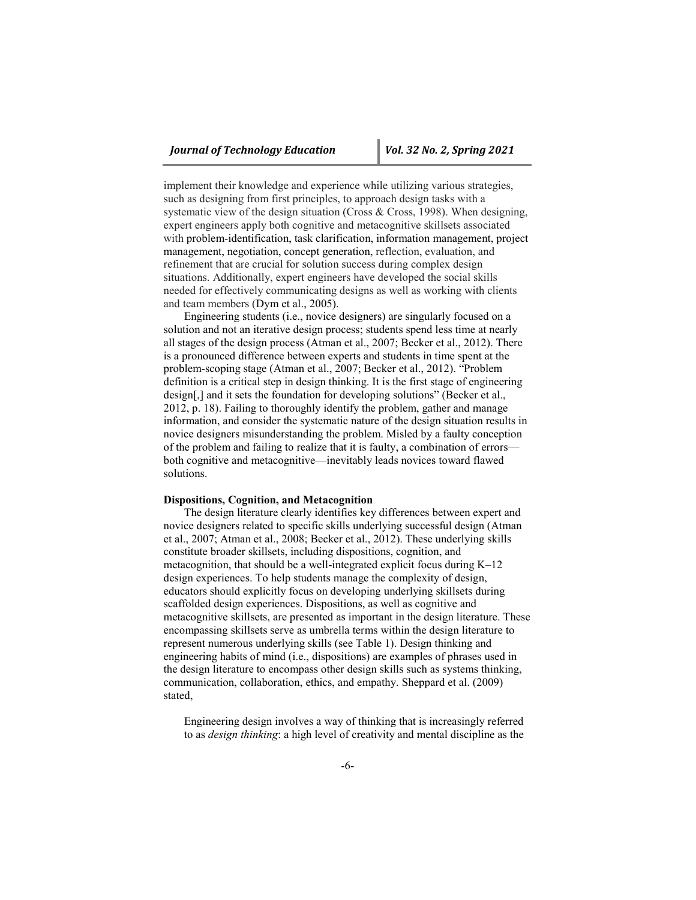implement their knowledge and experience while utilizing various strategies, such as designing from first principles, to approach design tasks with a systematic view of the design situation (Cross & Cross, 1998). When designing, expert engineers apply both cognitive and metacognitive skillsets associated with problem-identification, task clarification, information management, project management, negotiation, concept generation, reflection, evaluation, and refinement that are crucial for solution success during complex design situations. Additionally, expert engineers have developed the social skills needed for effectively communicating designs as well as working with clients and team members (Dym et al., 2005).

Engineering students (i.e., novice designers) are singularly focused on a solution and not an iterative design process; students spend less time at nearly all stages of the design process (Atman et al., 2007; Becker et al., 2012). There is a pronounced difference between experts and students in time spent at the problem-scoping stage (Atman et al., 2007; Becker et al., 2012). "Problem definition is a critical step in design thinking. It is the first stage of engineering design[,] and it sets the foundation for developing solutions" (Becker et al., 2012, p. 18). Failing to thoroughly identify the problem, gather and manage information, and consider the systematic nature of the design situation results in novice designers misunderstanding the problem. Misled by a faulty conception of the problem and failing to realize that it is faulty, a combination of errors—both cognitive and metacognitive—inevitably leads novices toward flawed solutions.

**Dispositions, Cognition, and Metacognition**

The design literature clearly identifies key differences between expert and novice designers related to specific skills underlying successful design (Atman et al., 2007; Atman et al., 2008; Becker et al., 2012). These underlying skills constitute broader skillsets, including dispositions, cognition, and metacognition, that should be a well-integrated explicit focus during K–12 design experiences. To help students manage the complexity of design, educators should explicitly focus on developing underlying skillsets during scaffolded design experiences. Dispositions, as well as cognitive and metacognitive skillsets, are presented as important in the design literature. These encompassing skillsets serve as umbrella terms within the design literature to represent numerous underlying skills (see Table 1). Design thinking and engineering habits of mind (i.e., dispositions) are examples of phrases used in the design literature to encompass other design skills such as systems thinking, communication, collaboration, ethics, and empathy. Sheppard et al. (2009) stated,

> Engineering design involves a way of thinking that is increasingly referred to as *design thinking*: a high level of creativity and mental discipline as the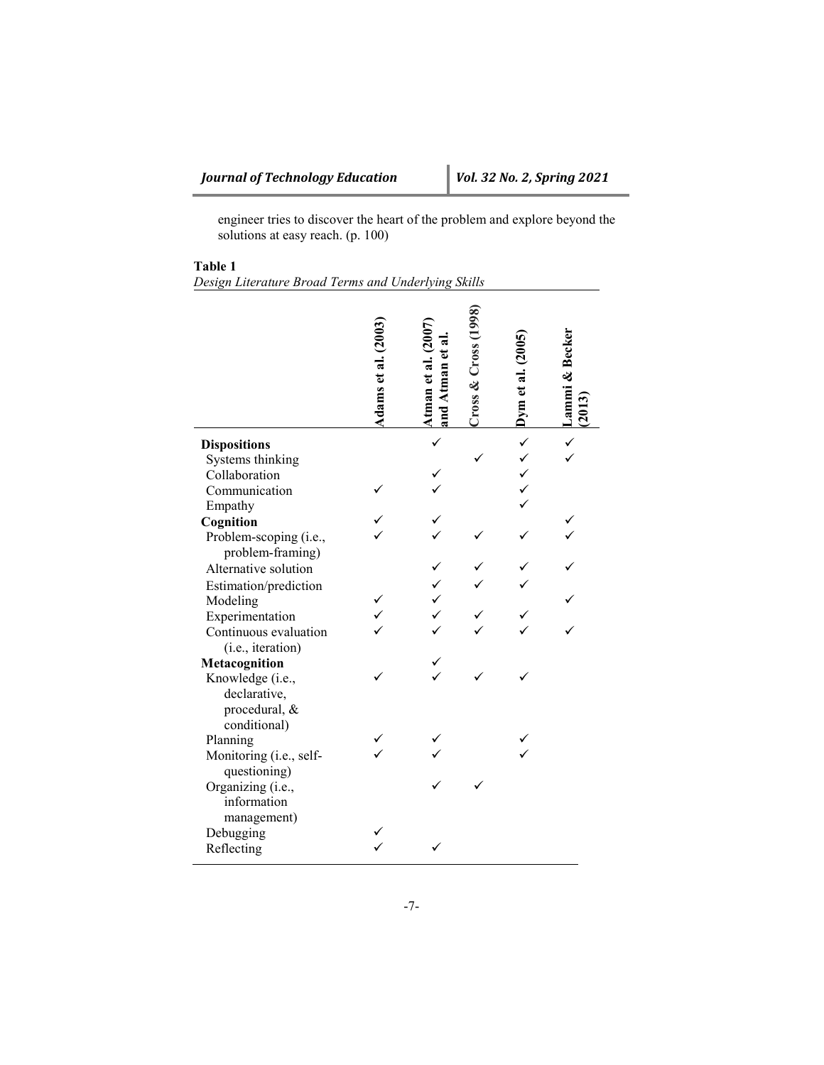engineer tries to discover the heart of the problem and explore beyond the solutions at easy reach. (p. 100)

**Table 1**
*Design Literature Broad Terms and Underlying Skills*

| | Adams et al. (2003) | Atman et al. (2007) and Atman et al. | Cross & Cross (1998) | Dym et al. (2005) | Lammi & Becker (2013) |
|---|---|---|---|---|---|
| **Dispositions** | | ✓ | | ✓ | ✓ |
| Systems thinking | | | ✓ | ✓ | ✓ |
| Collaboration | | ✓ | | ✓ | |
| Communication | ✓ | ✓ | | ✓ | |
| Empathy | | | | ✓ | |
| **Cognition** | ✓ | ✓ | | | ✓ |
| Problem-scoping (i.e., problem-framing) | ✓ | ✓ | ✓ | ✓ | ✓ |
| Alternative solution | | ✓ | ✓ | ✓ | ✓ |
| Estimation/prediction | | ✓ | ✓ | ✓ | |
| Modeling | ✓ | ✓ | | | ✓ |
| Experimentation | ✓ | ✓ | ✓ | ✓ | |
| Continuous evaluation (i.e., iteration) | ✓ | ✓ | ✓ | ✓ | ✓ |
| **Metacognition** | | ✓ | | | |
| Knowledge (i.e., declarative, procedural, & conditional) | ✓ | ✓ | ✓ | ✓ | |
| Planning | ✓ | ✓ | | ✓ | |
| Monitoring (i.e., self-questioning) | ✓ | ✓ | | ✓ | |
| Organizing (i.e., information management) | | ✓ | ✓ | | |
| Debugging | ✓ | | | | |
| Reflecting | ✓ | ✓ | | | |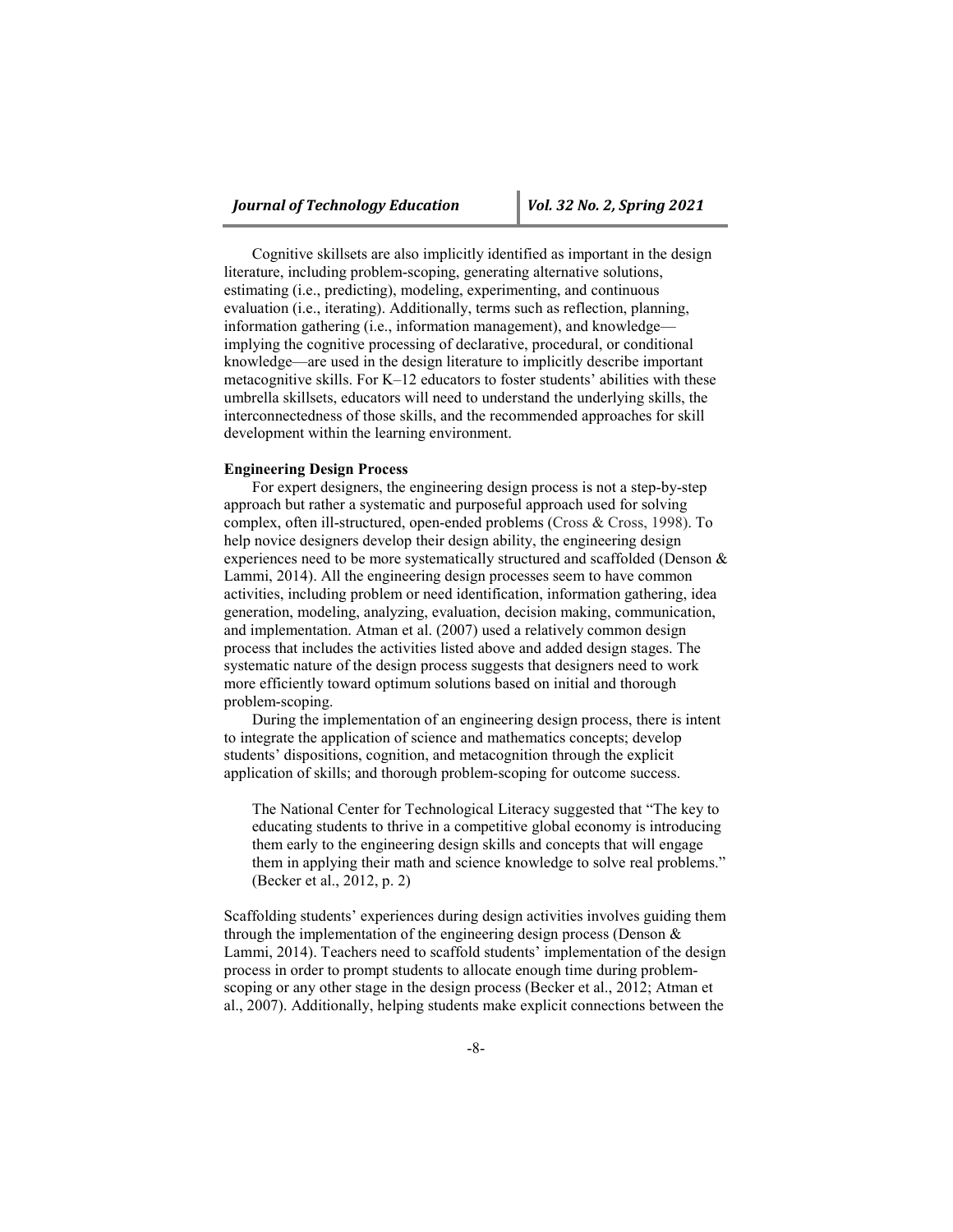Cognitive skillsets are also implicitly identified as important in the design literature, including problem-scoping, generating alternative solutions, estimating (i.e., predicting), modeling, experimenting, and continuous evaluation (i.e., iterating). Additionally, terms such as reflection, planning, information gathering (i.e., information management), and knowledge—implying the cognitive processing of declarative, procedural, or conditional knowledge—are used in the design literature to implicitly describe important metacognitive skills. For K–12 educators to foster students' abilities with these umbrella skillsets, educators will need to understand the underlying skills, the interconnectedness of those skills, and the recommended approaches for skill development within the learning environment.

**Engineering Design Process**

For expert designers, the engineering design process is not a step-by-step approach but rather a systematic and purposeful approach used for solving complex, often ill-structured, open-ended problems (Cross & Cross, 1998). To help novice designers develop their design ability, the engineering design experiences need to be more systematically structured and scaffolded (Denson & Lammi, 2014). All the engineering design processes seem to have common activities, including problem or need identification, information gathering, idea generation, modeling, analyzing, evaluation, decision making, communication, and implementation. Atman et al. (2007) used a relatively common design process that includes the activities listed above and added design stages. The systematic nature of the design process suggests that designers need to work more efficiently toward optimum solutions based on initial and thorough problem-scoping.

During the implementation of an engineering design process, there is intent to integrate the application of science and mathematics concepts; develop students' dispositions, cognition, and metacognition through the explicit application of skills; and thorough problem-scoping for outcome success.

> The National Center for Technological Literacy suggested that "The key to educating students to thrive in a competitive global economy is introducing them early to the engineering design skills and concepts that will engage them in applying their math and science knowledge to solve real problems." (Becker et al., 2012, p. 2)

Scaffolding students' experiences during design activities involves guiding them through the implementation of the engineering design process (Denson & Lammi, 2014). Teachers need to scaffold students' implementation of the design process in order to prompt students to allocate enough time during problem-scoping or any other stage in the design process (Becker et al., 2012; Atman et al., 2007). Additionally, helping students make explicit connections between the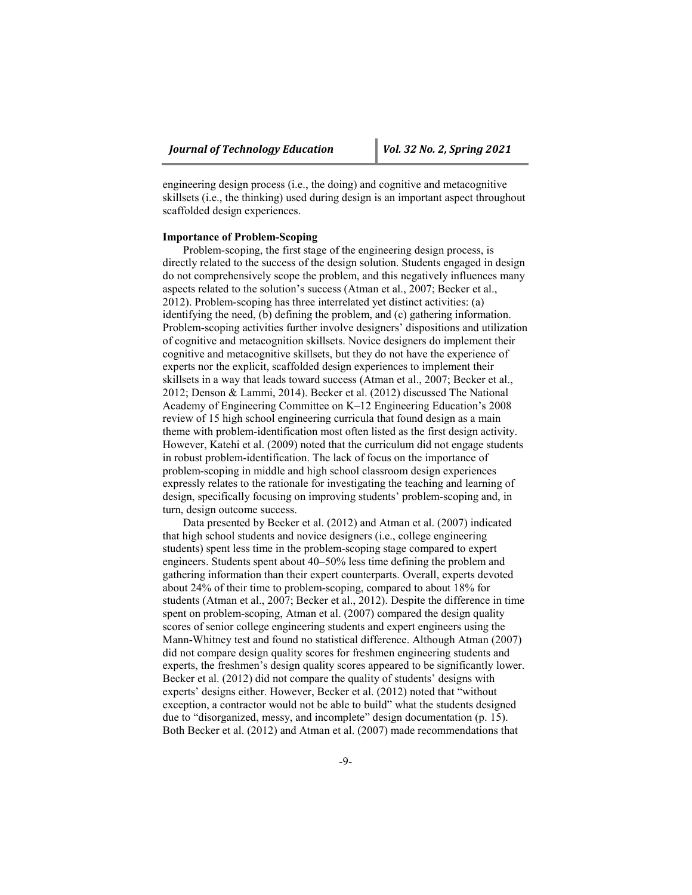engineering design process (i.e., the doing) and cognitive and metacognitive skillsets (i.e., the thinking) used during design is an important aspect throughout scaffolded design experiences.

**Importance of Problem-Scoping**

Problem-scoping, the first stage of the engineering design process, is directly related to the success of the design solution. Students engaged in design do not comprehensively scope the problem, and this negatively influences many aspects related to the solution's success (Atman et al., 2007; Becker et al., 2012). Problem-scoping has three interrelated yet distinct activities: (a) identifying the need, (b) defining the problem, and (c) gathering information. Problem-scoping activities further involve designers' dispositions and utilization of cognitive and metacognition skillsets. Novice designers do implement their cognitive and metacognitive skillsets, but they do not have the experience of experts nor the explicit, scaffolded design experiences to implement their skillsets in a way that leads toward success (Atman et al., 2007; Becker et al., 2012; Denson & Lammi, 2014). Becker et al. (2012) discussed The National Academy of Engineering Committee on K–12 Engineering Education's 2008 review of 15 high school engineering curricula that found design as a main theme with problem-identification most often listed as the first design activity. However, Katehi et al. (2009) noted that the curriculum did not engage students in robust problem-identification. The lack of focus on the importance of problem-scoping in middle and high school classroom design experiences expressly relates to the rationale for investigating the teaching and learning of design, specifically focusing on improving students' problem-scoping and, in turn, design outcome success.

Data presented by Becker et al. (2012) and Atman et al. (2007) indicated that high school students and novice designers (i.e., college engineering students) spent less time in the problem-scoping stage compared to expert engineers. Students spent about 40–50% less time defining the problem and gathering information than their expert counterparts. Overall, experts devoted about 24% of their time to problem-scoping, compared to about 18% for students (Atman et al., 2007; Becker et al., 2012). Despite the difference in time spent on problem-scoping, Atman et al. (2007) compared the design quality scores of senior college engineering students and expert engineers using the Mann-Whitney test and found no statistical difference. Although Atman (2007) did not compare design quality scores for freshmen engineering students and experts, the freshmen's design quality scores appeared to be significantly lower. Becker et al. (2012) did not compare the quality of students' designs with experts' designs either. However, Becker et al. (2012) noted that "without exception, a contractor would not be able to build" what the students designed due to "disorganized, messy, and incomplete" design documentation (p. 15). Both Becker et al. (2012) and Atman et al. (2007) made recommendations that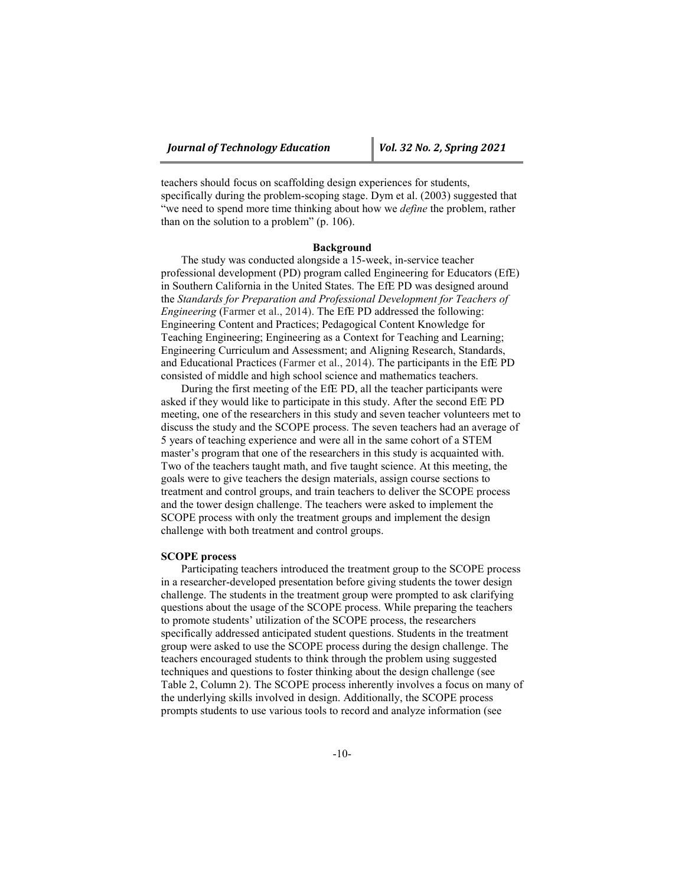teachers should focus on scaffolding design experiences for students, specifically during the problem-scoping stage. Dym et al. (2003) suggested that "we need to spend more time thinking about how we *define* the problem, rather than on the solution to a problem" (p. 106).

## Background

The study was conducted alongside a 15-week, in-service teacher professional development (PD) program called Engineering for Educators (EfE) in Southern California in the United States. The EfE PD was designed around the *Standards for Preparation and Professional Development for Teachers of Engineering* (Farmer et al., 2014). The EfE PD addressed the following: Engineering Content and Practices; Pedagogical Content Knowledge for Teaching Engineering; Engineering as a Context for Teaching and Learning; Engineering Curriculum and Assessment; and Aligning Research, Standards, and Educational Practices (Farmer et al., 2014). The participants in the EfE PD consisted of middle and high school science and mathematics teachers.

During the first meeting of the EfE PD, all the teacher participants were asked if they would like to participate in this study. After the second EfE PD meeting, one of the researchers in this study and seven teacher volunteers met to discuss the study and the SCOPE process. The seven teachers had an average of 5 years of teaching experience and were all in the same cohort of a STEM master's program that one of the researchers in this study is acquainted with. Two of the teachers taught math, and five taught science. At this meeting, the goals were to give teachers the design materials, assign course sections to treatment and control groups, and train teachers to deliver the SCOPE process and the tower design challenge. The teachers were asked to implement the SCOPE process with only the treatment groups and implement the design challenge with both treatment and control groups.

### SCOPE process

Participating teachers introduced the treatment group to the SCOPE process in a researcher-developed presentation before giving students the tower design challenge. The students in the treatment group were prompted to ask clarifying questions about the usage of the SCOPE process. While preparing the teachers to promote students' utilization of the SCOPE process, the researchers specifically addressed anticipated student questions. Students in the treatment group were asked to use the SCOPE process during the design challenge. The teachers encouraged students to think through the problem using suggested techniques and questions to foster thinking about the design challenge (see Table 2, Column 2). The SCOPE process inherently involves a focus on many of the underlying skills involved in design. Additionally, the SCOPE process prompts students to use various tools to record and analyze information (see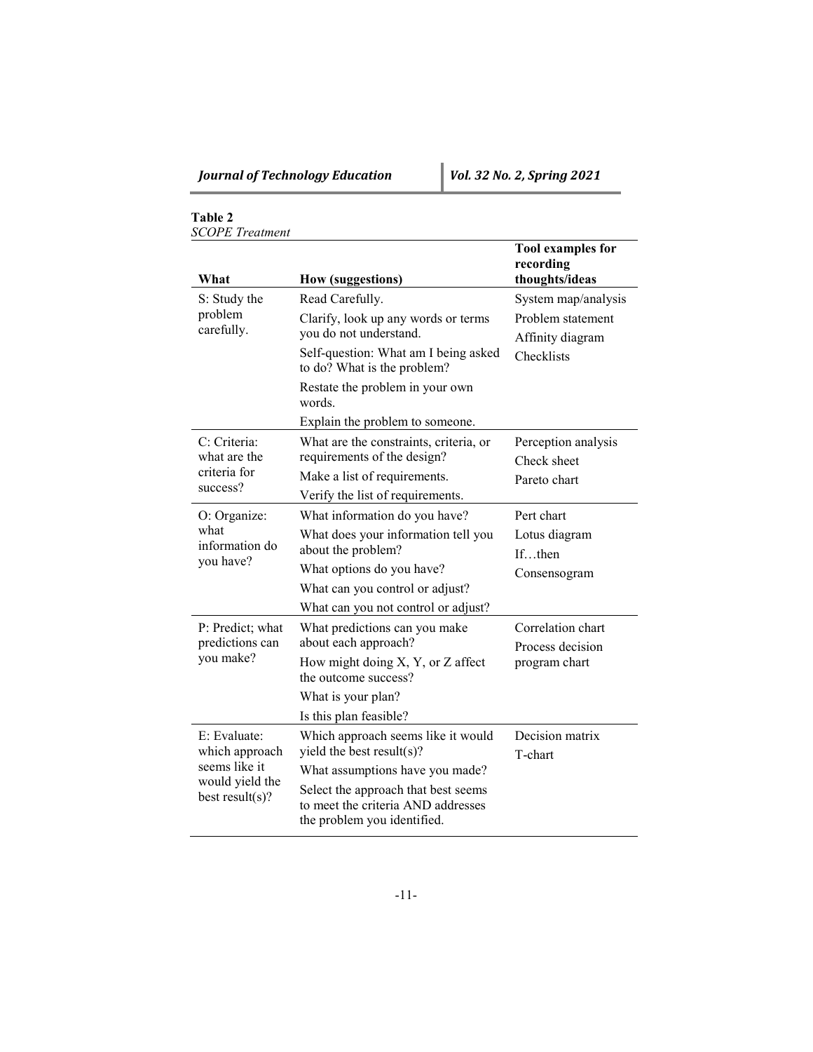**Table 2**
*SCOPE Treatment*

| What | How (suggestions) | Tool examples for recording thoughts/ideas |
|---|---|---|
| S: Study the problem carefully. | Read Carefully.<br>Clarify, look up any words or terms you do not understand.<br>Self-question: What am I being asked to do? What is the problem?<br>Restate the problem in your own words.<br>Explain the problem to someone. | System map/analysis<br>Problem statement<br>Affinity diagram<br>Checklists |
| C: Criteria: what are the criteria for success? | What are the constraints, criteria, or requirements of the design?<br>Make a list of requirements.<br>Verify the list of requirements. | Perception analysis<br>Check sheet<br>Pareto chart |
| O: Organize: what information do you have? | What information do you have?<br>What does your information tell you about the problem?<br>What options do you have?<br>What can you control or adjust?<br>What can you not control or adjust? | Pert chart<br>Lotus diagram<br>If…then<br>Consensogram |
| P: Predict; what predictions can you make? | What predictions can you make about each approach?<br>How might doing X, Y, or Z affect the outcome success?<br>What is your plan?<br>Is this plan feasible? | Correlation chart<br>Process decision program chart |
| E: Evaluate: which approach seems like it would yield the best result(s)? | Which approach seems like it would yield the best result(s)?<br>What assumptions have you made?<br>Select the approach that best seems to meet the criteria AND addresses the problem you identified. | Decision matrix<br>T-chart |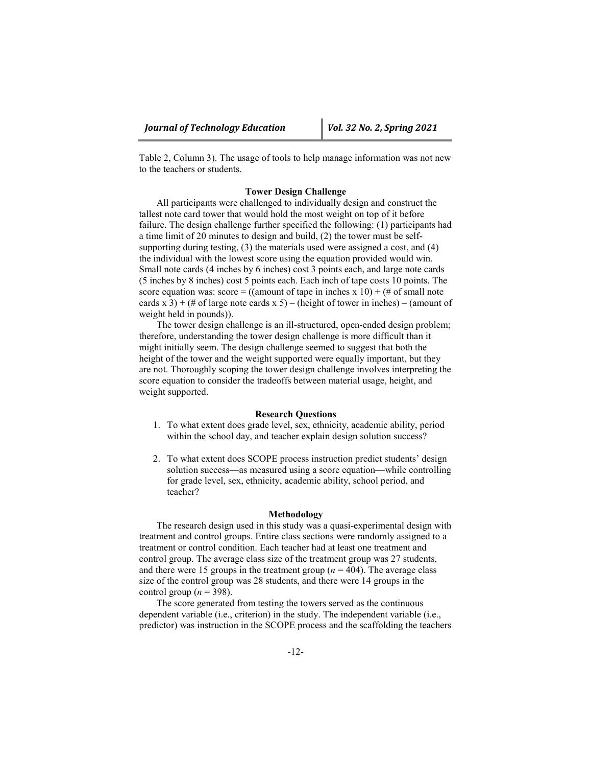Table 2, Column 3). The usage of tools to help manage information was not new to the teachers or students.

### Tower Design Challenge

All participants were challenged to individually design and construct the tallest note card tower that would hold the most weight on top of it before failure. The design challenge further specified the following: (1) participants had a time limit of 20 minutes to design and build, (2) the tower must be self-supporting during testing, (3) the materials used were assigned a cost, and (4) the individual with the lowest score using the equation provided would win. Small note cards (4 inches by 6 inches) cost 3 points each, and large note cards (5 inches by 8 inches) cost 5 points each. Each inch of tape costs 10 points. The score equation was: score = ((amount of tape in inches x 10) + (# of small note cards x 3) + (# of large note cards x 5) – (height of tower in inches) – (amount of weight held in pounds)).

The tower design challenge is an ill-structured, open-ended design problem; therefore, understanding the tower design challenge is more difficult than it might initially seem. The design challenge seemed to suggest that both the height of the tower and the weight supported were equally important, but they are not. Thoroughly scoping the tower design challenge involves interpreting the score equation to consider the tradeoffs between material usage, height, and weight supported.

### Research Questions

1. To what extent does grade level, sex, ethnicity, academic ability, period within the school day, and teacher explain design solution success?

2. To what extent does SCOPE process instruction predict students' design solution success—as measured using a score equation—while controlling for grade level, sex, ethnicity, academic ability, school period, and teacher?

### Methodology

The research design used in this study was a quasi-experimental design with treatment and control groups. Entire class sections were randomly assigned to a treatment or control condition. Each teacher had at least one treatment and control group. The average class size of the treatment group was 27 students, and there were 15 groups in the treatment group ($n$ = 404). The average class size of the control group was 28 students, and there were 14 groups in the control group ($n$ = 398).

The score generated from testing the towers served as the continuous dependent variable (i.e., criterion) in the study. The independent variable (i.e., predictor) was instruction in the SCOPE process and the scaffolding the teachers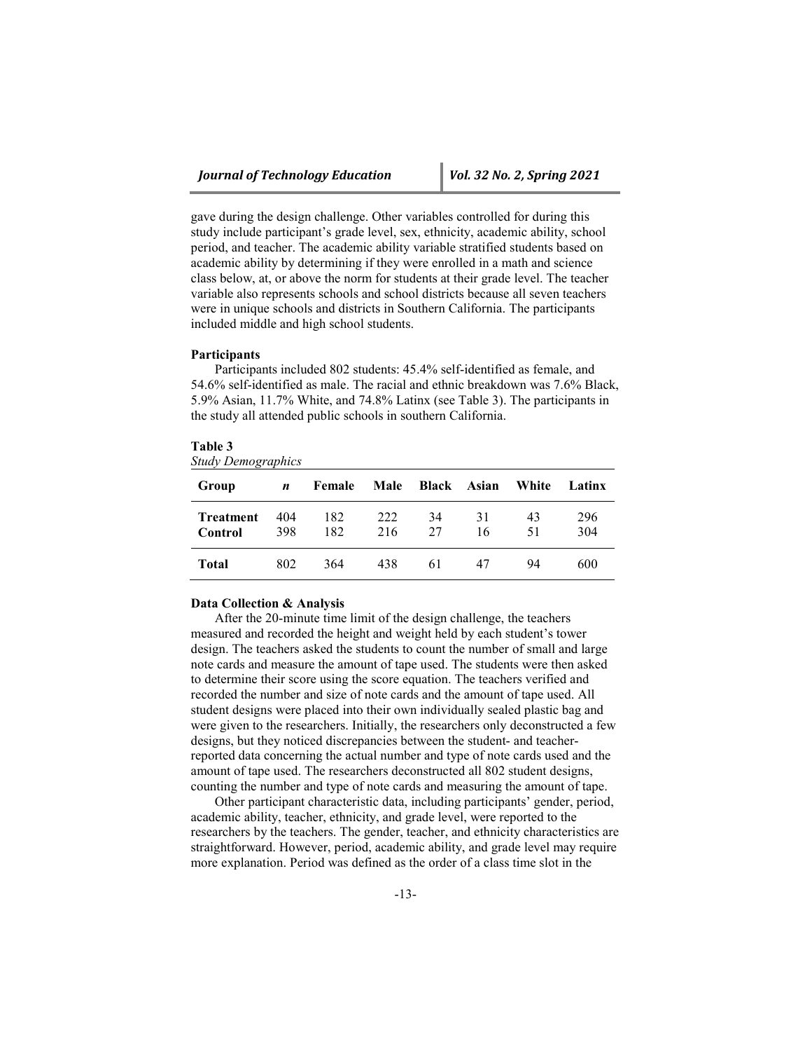gave during the design challenge. Other variables controlled for during this study include participant's grade level, sex, ethnicity, academic ability, school period, and teacher. The academic ability variable stratified students based on academic ability by determining if they were enrolled in a math and science class below, at, or above the norm for students at their grade level. The teacher variable also represents schools and school districts because all seven teachers were in unique schools and districts in Southern California. The participants included middle and high school students.

**Participants**

Participants included 802 students: 45.4% self-identified as female, and 54.6% self-identified as male. The racial and ethnic breakdown was 7.6% Black, 5.9% Asian, 11.7% White, and 74.8% Latinx (see Table 3). The participants in the study all attended public schools in southern California.

**Table 3**
*Study Demographics*

| Group | *n* | Female | Male | Black | Asian | White | Latinx |
|---|---|---|---|---|---|---|---|
| **Treatment** | 404 | 182 | 222 | 34 | 31 | 43 | 296 |
| **Control** | 398 | 182 | 216 | 27 | 16 | 51 | 304 |
| **Total** | 802 | 364 | 438 | 61 | 47 | 94 | 600 |

**Data Collection & Analysis**

After the 20-minute time limit of the design challenge, the teachers measured and recorded the height and weight held by each student's tower design. The teachers asked the students to count the number of small and large note cards and measure the amount of tape used. The students were then asked to determine their score using the score equation. The teachers verified and recorded the number and size of note cards and the amount of tape used. All student designs were placed into their own individually sealed plastic bag and were given to the researchers. Initially, the researchers only deconstructed a few designs, but they noticed discrepancies between the student- and teacher-reported data concerning the actual number and type of note cards used and the amount of tape used. The researchers deconstructed all 802 student designs, counting the number and type of note cards and measuring the amount of tape.

Other participant characteristic data, including participants' gender, period, academic ability, teacher, ethnicity, and grade level, were reported to the researchers by the teachers. The gender, teacher, and ethnicity characteristics are straightforward. However, period, academic ability, and grade level may require more explanation. Period was defined as the order of a class time slot in the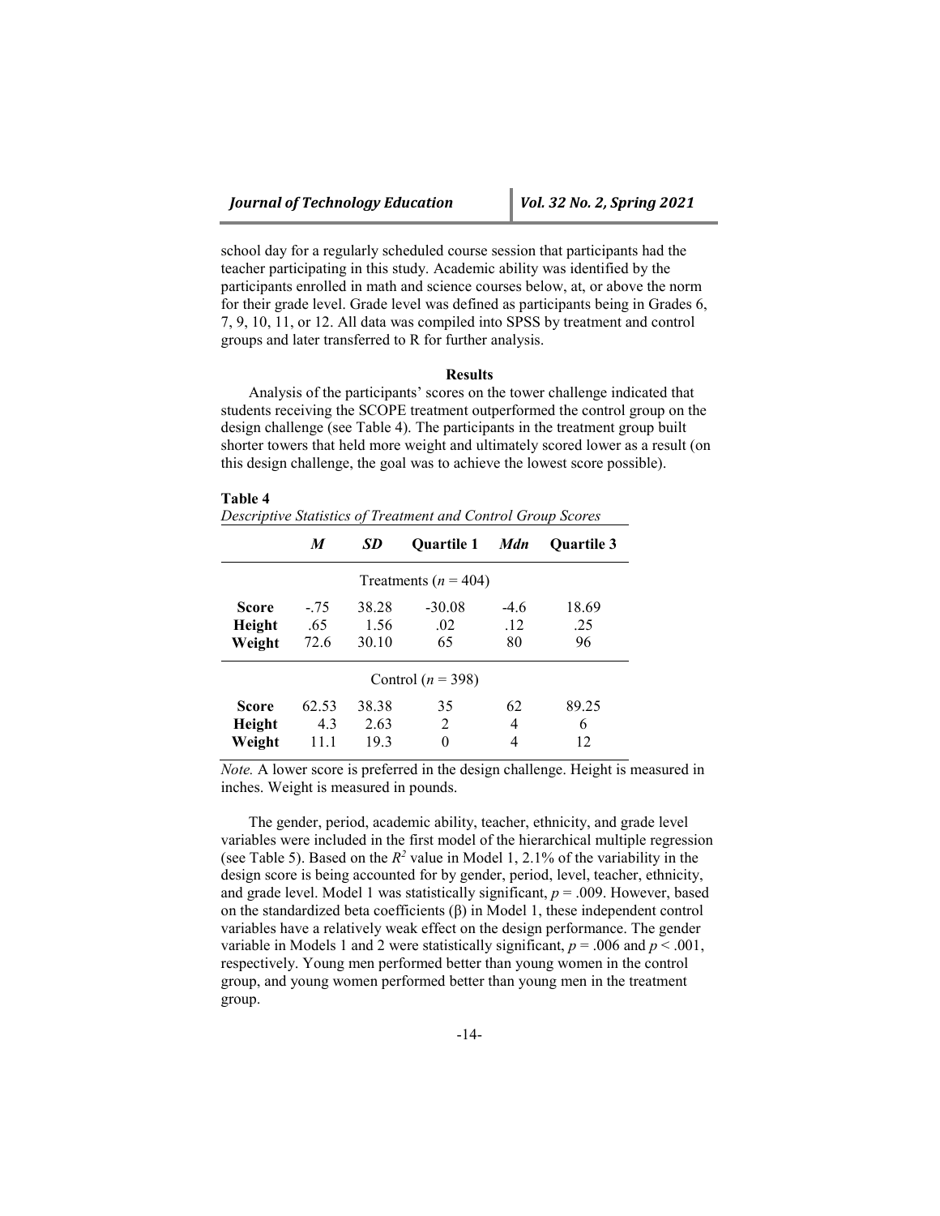school day for a regularly scheduled course session that participants had the teacher participating in this study. Academic ability was identified by the participants enrolled in math and science courses below, at, or above the norm for their grade level. Grade level was defined as participants being in Grades 6, 7, 9, 10, 11, or 12. All data was compiled into SPSS by treatment and control groups and later transferred to R for further analysis.

## Results

Analysis of the participants' scores on the tower challenge indicated that students receiving the SCOPE treatment outperformed the control group on the design challenge (see Table 4). The participants in the treatment group built shorter towers that held more weight and ultimately scored lower as a result (on this design challenge, the goal was to achieve the lowest score possible).

**Table 4**

*Descriptive Statistics of Treatment and Control Group Scores*

| | *M* | *SD* | Quartile 1 | *Mdn* | Quartile 3 |
|---|---|---|---|---|---|
| | | Treatments ($n$ = 404) | | | |
| **Score** | -.75 | 38.28 | -30.08 | -4.6 | 18.69 |
| **Height** | .65 | 1.56 | .02 | .12 | .25 |
| **Weight** | 72.6 | 30.10 | 65 | 80 | 96 |
| | | Control ($n$ = 398) | | | |
| **Score** | 62.53 | 38.38 | 35 | 62 | 89.25 |
| **Height** | 4.3 | 2.63 | 2 | 4 | 6 |
| **Weight** | 11.1 | 19.3 | 0 | 4 | 12 |

*Note.* A lower score is preferred in the design challenge. Height is measured in inches. Weight is measured in pounds.

The gender, period, academic ability, teacher, ethnicity, and grade level variables were included in the first model of the hierarchical multiple regression (see Table 5). Based on the $R^2$ value in Model 1, 2.1% of the variability in the design score is being accounted for by gender, period, level, teacher, ethnicity, and grade level. Model 1 was statistically significant, $p = .009$. However, based on the standardized beta coefficients (β) in Model 1, these independent control variables have a relatively weak effect on the design performance. The gender variable in Models 1 and 2 were statistically significant, $p = .006$ and $p < .001$, respectively. Young men performed better than young women in the control group, and young women performed better than young men in the treatment group.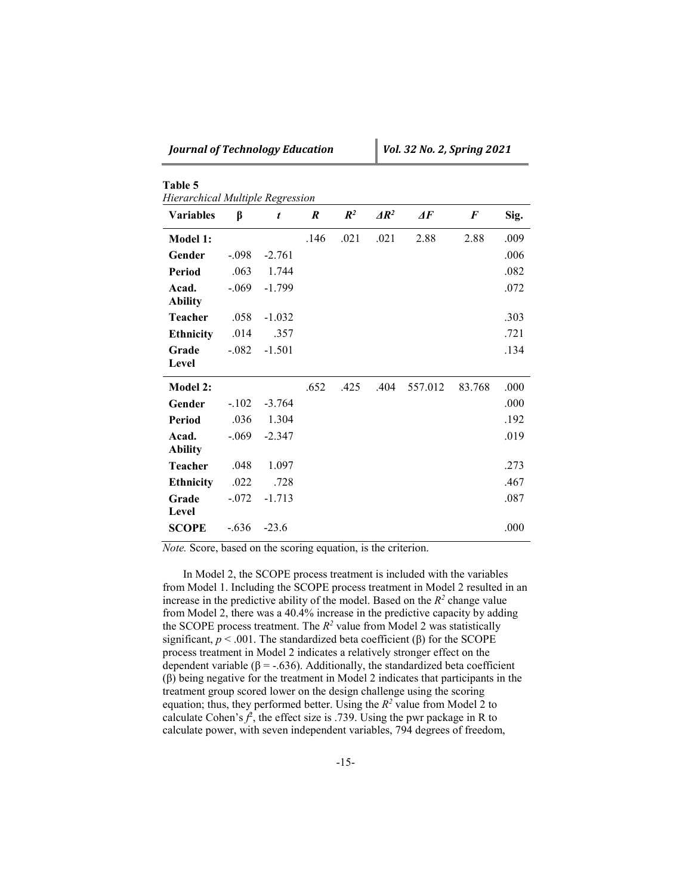**Table 5**
*Hierarchical Multiple Regression*

| Variables | β | *t* | *R* | $R^2$ | $\Delta R^2$ | $\Delta F$ | *F* | Sig. |
|---|---|---|---|---|---|---|---|---|
| **Model 1:** | | | .146 | .021 | .021 | 2.88 | 2.88 | .009 |
| **Gender** | -.098 | -2.761 | | | | | | .006 |
| **Period** | .063 | 1.744 | | | | | | .082 |
| **Acad. Ability** | -.069 | -1.799 | | | | | | .072 |
| **Teacher** | .058 | -1.032 | | | | | | .303 |
| **Ethnicity** | .014 | .357 | | | | | | .721 |
| **Grade Level** | -.082 | -1.501 | | | | | | .134 |
| **Model 2:** | | | .652 | .425 | .404 | 557.012 | 83.768 | .000 |
| **Gender** | -.102 | -3.764 | | | | | | .000 |
| **Period** | .036 | 1.304 | | | | | | .192 |
| **Acad. Ability** | -.069 | -2.347 | | | | | | .019 |
| **Teacher** | .048 | 1.097 | | | | | | .273 |
| **Ethnicity** | .022 | .728 | | | | | | .467 |
| **Grade Level** | -.072 | -1.713 | | | | | | .087 |
| **SCOPE** | -.636 | -23.6 | | | | | | .000 |

*Note.* Score, based on the scoring equation, is the criterion.

In Model 2, the SCOPE process treatment is included with the variables from Model 1. Including the SCOPE process treatment in Model 2 resulted in an increase in the predictive ability of the model. Based on the $R^2$ change value from Model 2, there was a 40.4% increase in the predictive capacity by adding the SCOPE process treatment. The $R^2$ value from Model 2 was statistically significant, $p < .001$. The standardized beta coefficient (β) for the SCOPE process treatment in Model 2 indicates a relatively stronger effect on the dependent variable (β = -.636). Additionally, the standardized beta coefficient (β) being negative for the treatment in Model 2 indicates that participants in the treatment group scored lower on the design challenge using the scoring equation; thus, they performed better. Using the $R^2$ value from Model 2 to calculate Cohen's $f^2$, the effect size is .739. Using the pwr package in R to calculate power, with seven independent variables, 794 degrees of freedom,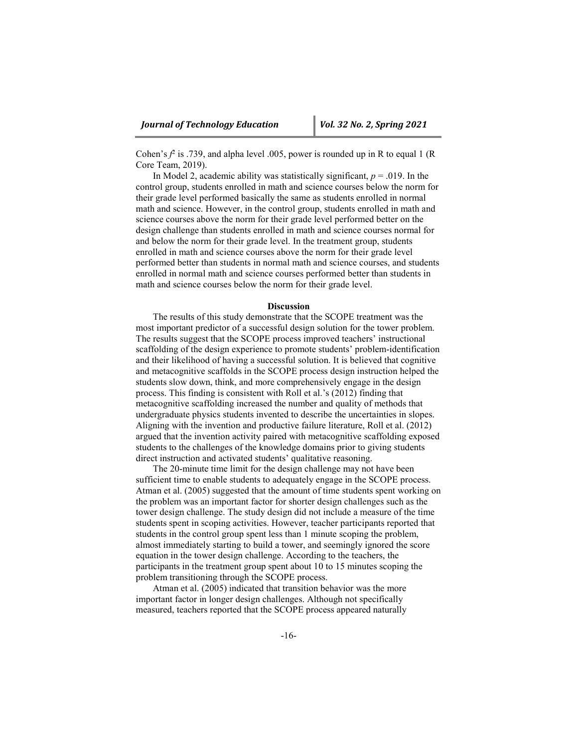Cohen's $f^2$ is .739, and alpha level .005, power is rounded up in R to equal 1 (R Core Team, 2019).

In Model 2, academic ability was statistically significant, $p = .019$. In the control group, students enrolled in math and science courses below the norm for their grade level performed basically the same as students enrolled in normal math and science. However, in the control group, students enrolled in math and science courses above the norm for their grade level performed better on the design challenge than students enrolled in math and science courses normal for and below the norm for their grade level. In the treatment group, students enrolled in math and science courses above the norm for their grade level performed better than students in normal math and science courses, and students enrolled in normal math and science courses performed better than students in math and science courses below the norm for their grade level.

## Discussion

The results of this study demonstrate that the SCOPE treatment was the most important predictor of a successful design solution for the tower problem. The results suggest that the SCOPE process improved teachers' instructional scaffolding of the design experience to promote students' problem-identification and their likelihood of having a successful solution. It is believed that cognitive and metacognitive scaffolds in the SCOPE process design instruction helped the students slow down, think, and more comprehensively engage in the design process. This finding is consistent with Roll et al.'s (2012) finding that metacognitive scaffolding increased the number and quality of methods that undergraduate physics students invented to describe the uncertainties in slopes. Aligning with the invention and productive failure literature, Roll et al. (2012) argued that the invention activity paired with metacognitive scaffolding exposed students to the challenges of the knowledge domains prior to giving students direct instruction and activated students' qualitative reasoning.

The 20-minute time limit for the design challenge may not have been sufficient time to enable students to adequately engage in the SCOPE process. Atman et al. (2005) suggested that the amount of time students spent working on the problem was an important factor for shorter design challenges such as the tower design challenge. The study design did not include a measure of the time students spent in scoping activities. However, teacher participants reported that students in the control group spent less than 1 minute scoping the problem, almost immediately starting to build a tower, and seemingly ignored the score equation in the tower design challenge. According to the teachers, the participants in the treatment group spent about 10 to 15 minutes scoping the problem transitioning through the SCOPE process.

Atman et al. (2005) indicated that transition behavior was the more important factor in longer design challenges. Although not specifically measured, teachers reported that the SCOPE process appeared naturally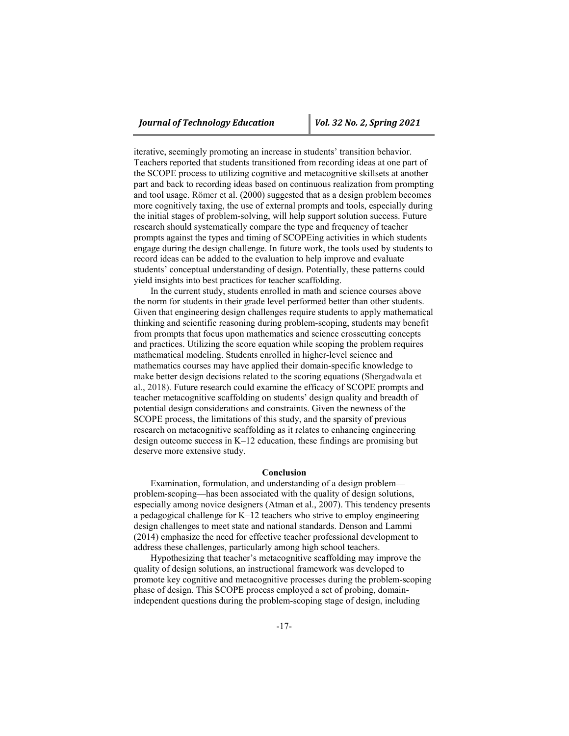iterative, seemingly promoting an increase in students' transition behavior. Teachers reported that students transitioned from recording ideas at one part of the SCOPE process to utilizing cognitive and metacognitive skillsets at another part and back to recording ideas based on continuous realization from prompting and tool usage. Römer et al. (2000) suggested that as a design problem becomes more cognitively taxing, the use of external prompts and tools, especially during the initial stages of problem-solving, will help support solution success. Future research should systematically compare the type and frequency of teacher prompts against the types and timing of SCOPEing activities in which students engage during the design challenge. In future work, the tools used by students to record ideas can be added to the evaluation to help improve and evaluate students' conceptual understanding of design. Potentially, these patterns could yield insights into best practices for teacher scaffolding.

In the current study, students enrolled in math and science courses above the norm for students in their grade level performed better than other students. Given that engineering design challenges require students to apply mathematical thinking and scientific reasoning during problem-scoping, students may benefit from prompts that focus upon mathematics and science crosscutting concepts and practices. Utilizing the score equation while scoping the problem requires mathematical modeling. Students enrolled in higher-level science and mathematics courses may have applied their domain-specific knowledge to make better design decisions related to the scoring equations (Shergadwala et al., 2018). Future research could examine the efficacy of SCOPE prompts and teacher metacognitive scaffolding on students' design quality and breadth of potential design considerations and constraints. Given the newness of the SCOPE process, the limitations of this study, and the sparsity of previous research on metacognitive scaffolding as it relates to enhancing engineering design outcome success in K–12 education, these findings are promising but deserve more extensive study.

## Conclusion

Examination, formulation, and understanding of a design problem—problem-scoping—has been associated with the quality of design solutions, especially among novice designers (Atman et al., 2007). This tendency presents a pedagogical challenge for K–12 teachers who strive to employ engineering design challenges to meet state and national standards. Denson and Lammi (2014) emphasize the need for effective teacher professional development to address these challenges, particularly among high school teachers.

Hypothesizing that teacher's metacognitive scaffolding may improve the quality of design solutions, an instructional framework was developed to promote key cognitive and metacognitive processes during the problem-scoping phase of design. This SCOPE process employed a set of probing, domain-independent questions during the problem-scoping stage of design, including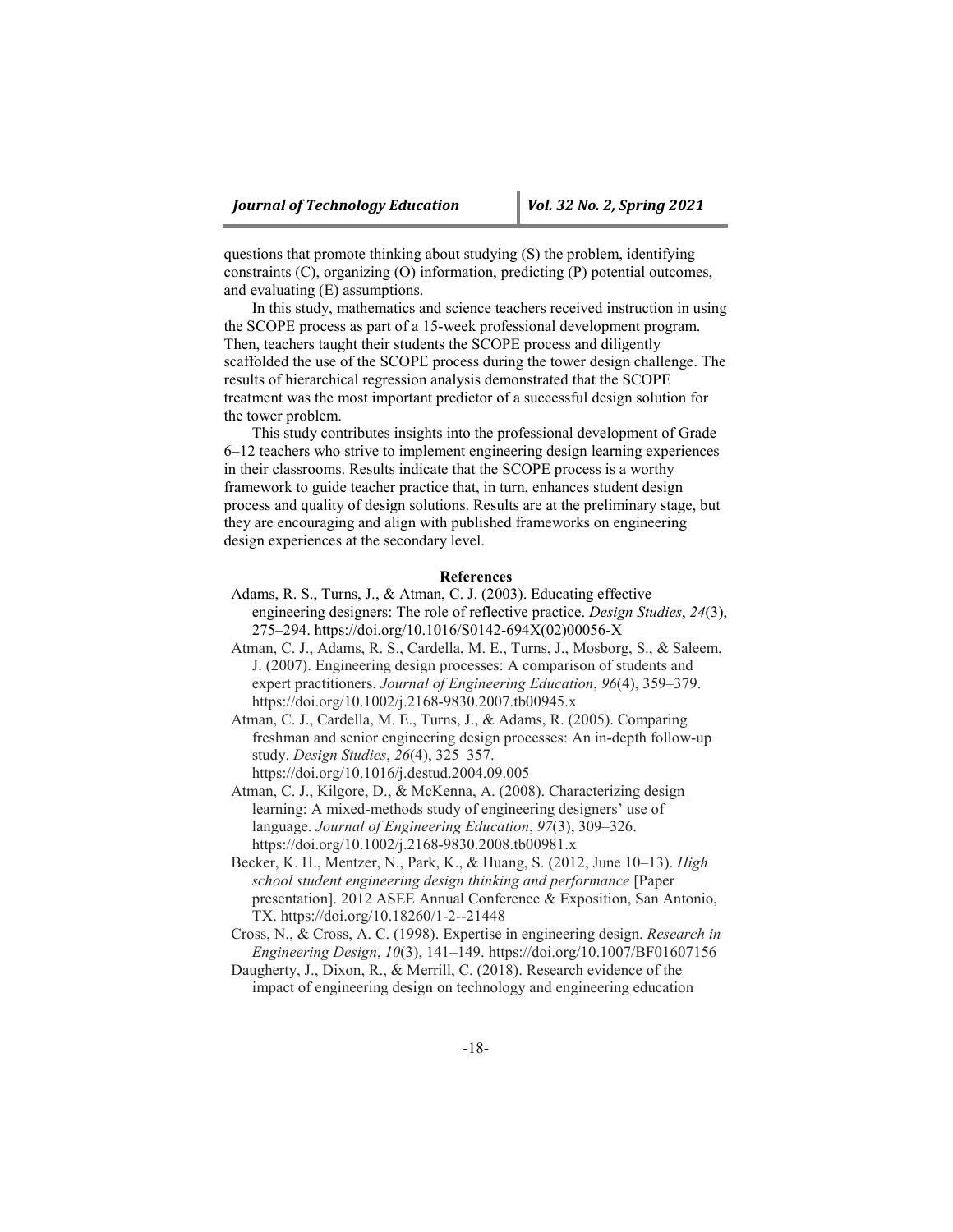questions that promote thinking about studying (S) the problem, identifying constraints (C), organizing (O) information, predicting (P) potential outcomes, and evaluating (E) assumptions.

In this study, mathematics and science teachers received instruction in using the SCOPE process as part of a 15-week professional development program. Then, teachers taught their students the SCOPE process and diligently scaffolded the use of the SCOPE process during the tower design challenge. The results of hierarchical regression analysis demonstrated that the SCOPE treatment was the most important predictor of a successful design solution for the tower problem.

This study contributes insights into the professional development of Grade 6–12 teachers who strive to implement engineering design learning experiences in their classrooms. Results indicate that the SCOPE process is a worthy framework to guide teacher practice that, in turn, enhances student design process and quality of design solutions. Results are at the preliminary stage, but they are encouraging and align with published frameworks on engineering design experiences at the secondary level.

## References

Adams, R. S., Turns, J., & Atman, C. J. (2003). Educating effective engineering designers: The role of reflective practice. *Design Studies*, *24*(3), 275–294. https://doi.org/10.1016/S0142-694X(02)00056-X

Atman, C. J., Adams, R. S., Cardella, M. E., Turns, J., Mosborg, S., & Saleem, J. (2007). Engineering design processes: A comparison of students and expert practitioners. *Journal of Engineering Education*, *96*(4), 359–379. https://doi.org/10.1002/j.2168-9830.2007.tb00945.x

Atman, C. J., Cardella, M. E., Turns, J., & Adams, R. (2005). Comparing freshman and senior engineering design processes: An in-depth follow-up study. *Design Studies*, *26*(4), 325–357. https://doi.org/10.1016/j.destud.2004.09.005

Atman, C. J., Kilgore, D., & McKenna, A. (2008). Characterizing design learning: A mixed-methods study of engineering designers' use of language. *Journal of Engineering Education*, *97*(3), 309–326. https://doi.org/10.1002/j.2168-9830.2008.tb00981.x

Becker, K. H., Mentzer, N., Park, K., & Huang, S. (2012, June 10–13). *High school student engineering design thinking and performance* [Paper presentation]. 2012 ASEE Annual Conference & Exposition, San Antonio, TX. https://doi.org/10.18260/1-2--21448

Cross, N., & Cross, A. C. (1998). Expertise in engineering design. *Research in Engineering Design*, *10*(3), 141–149. https://doi.org/10.1007/BF01607156

Daugherty, J., Dixon, R., & Merrill, C. (2018). Research evidence of the impact of engineering design on technology and engineering education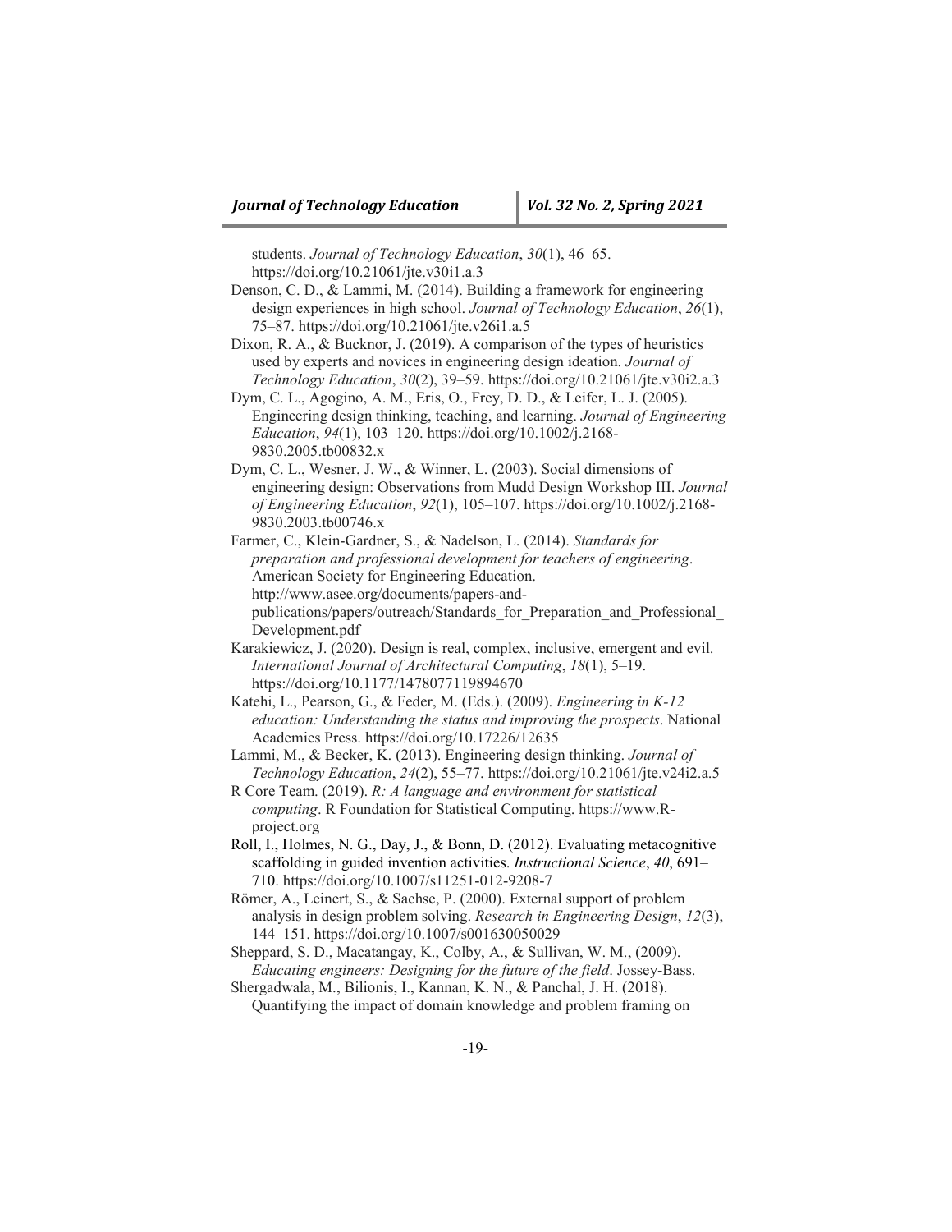students. *Journal of Technology Education*, *30*(1), 46–65. https://doi.org/10.21061/jte.v30i1.a.3

Denson, C. D., & Lammi, M. (2014). Building a framework for engineering design experiences in high school. *Journal of Technology Education*, *26*(1), 75–87. https://doi.org/10.21061/jte.v26i1.a.5

Dixon, R. A., & Bucknor, J. (2019). A comparison of the types of heuristics used by experts and novices in engineering design ideation. *Journal of Technology Education*, *30*(2), 39–59. https://doi.org/10.21061/jte.v30i2.a.3

Dym, C. L., Agogino, A. M., Eris, O., Frey, D. D., & Leifer, L. J. (2005). Engineering design thinking, teaching, and learning. *Journal of Engineering Education*, *94*(1), 103–120. https://doi.org/10.1002/j.2168-9830.2005.tb00832.x

Dym, C. L., Wesner, J. W., & Winner, L. (2003). Social dimensions of engineering design: Observations from Mudd Design Workshop III. *Journal of Engineering Education*, *92*(1), 105–107. https://doi.org/10.1002/j.2168-9830.2003.tb00746.x

Farmer, C., Klein-Gardner, S., & Nadelson, L. (2014). *Standards for preparation and professional development for teachers of engineering*. American Society for Engineering Education. http://www.asee.org/documents/papers-and-publications/papers/outreach/Standards_for_Preparation_and_Professional_Development.pdf

Karakiewicz, J. (2020). Design is real, complex, inclusive, emergent and evil. *International Journal of Architectural Computing*, *18*(1), 5–19. https://doi.org/10.1177/1478077119894670

Katehi, L., Pearson, G., & Feder, M. (Eds.). (2009). *Engineering in K-12 education: Understanding the status and improving the prospects*. National Academies Press. https://doi.org/10.17226/12635

Lammi, M., & Becker, K. (2013). Engineering design thinking. *Journal of Technology Education*, *24*(2), 55–77. https://doi.org/10.21061/jte.v24i2.a.5

R Core Team. (2019). *R: A language and environment for statistical computing*. R Foundation for Statistical Computing. https://www.R-project.org

Roll, I., Holmes, N. G., Day, J., & Bonn, D. (2012). Evaluating metacognitive scaffolding in guided invention activities. *Instructional Science*, *40*, 691–710. https://doi.org/10.1007/s11251-012-9208-7

Römer, A., Leinert, S., & Sachse, P. (2000). External support of problem analysis in design problem solving. *Research in Engineering Design*, *12*(3), 144–151. https://doi.org/10.1007/s001630050029

Sheppard, S. D., Macatangay, K., Colby, A., & Sullivan, W. M., (2009). *Educating engineers: Designing for the future of the field*. Jossey-Bass.

Shergadwala, M., Bilionis, I., Kannan, K. N., & Panchal, J. H. (2018). Quantifying the impact of domain knowledge and problem framing on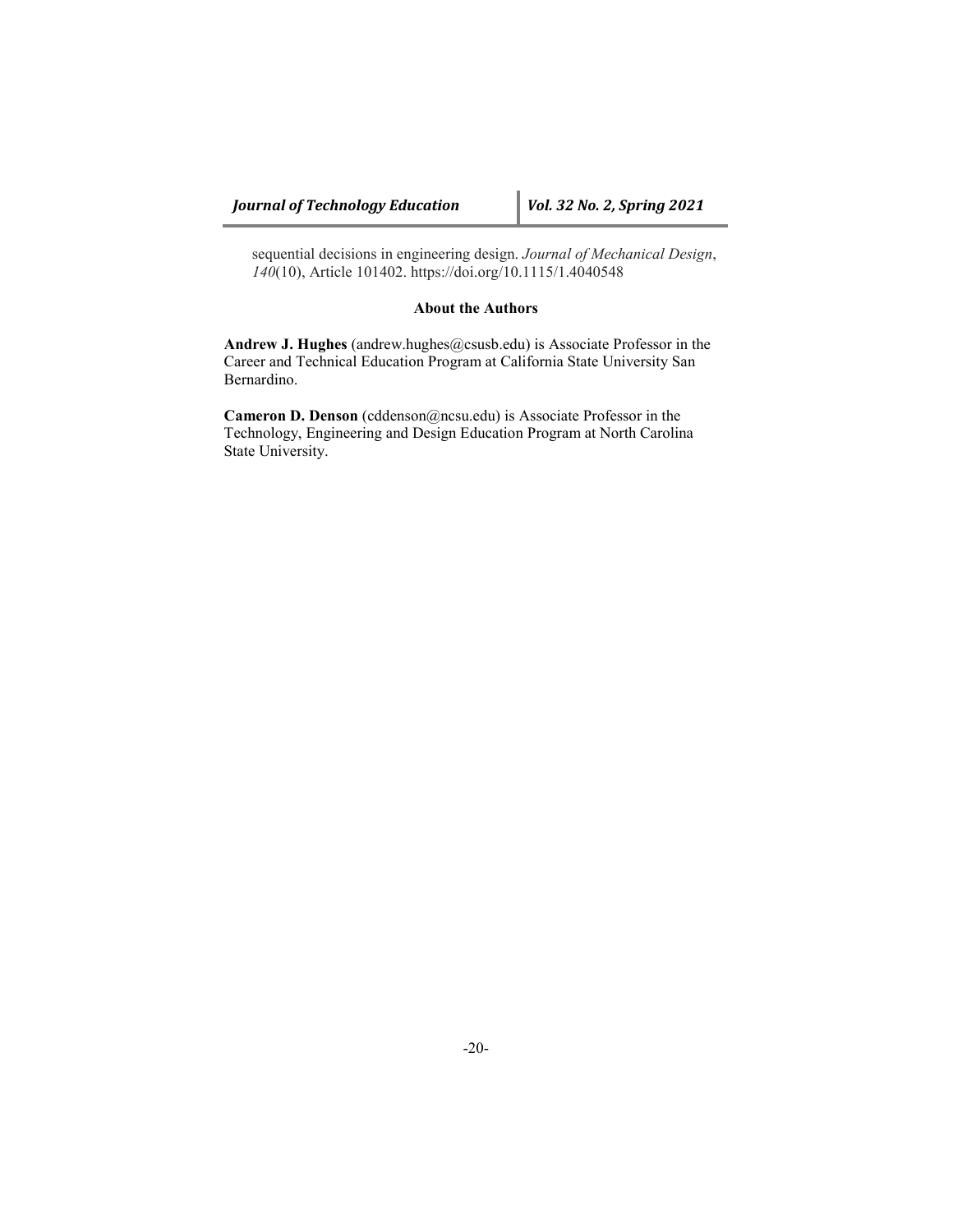sequential decisions in engineering design. *Journal of Mechanical Design*, *140*(10), Article 101402. https://doi.org/10.1115/1.4040548

## About the Authors

**Andrew J. Hughes** (andrew.hughes@csusb.edu) is Associate Professor in the Career and Technical Education Program at California State University San Bernardino.

**Cameron D. Denson** (cddenson@ncsu.edu) is Associate Professor in the Technology, Engineering and Design Education Program at North Carolina State University.